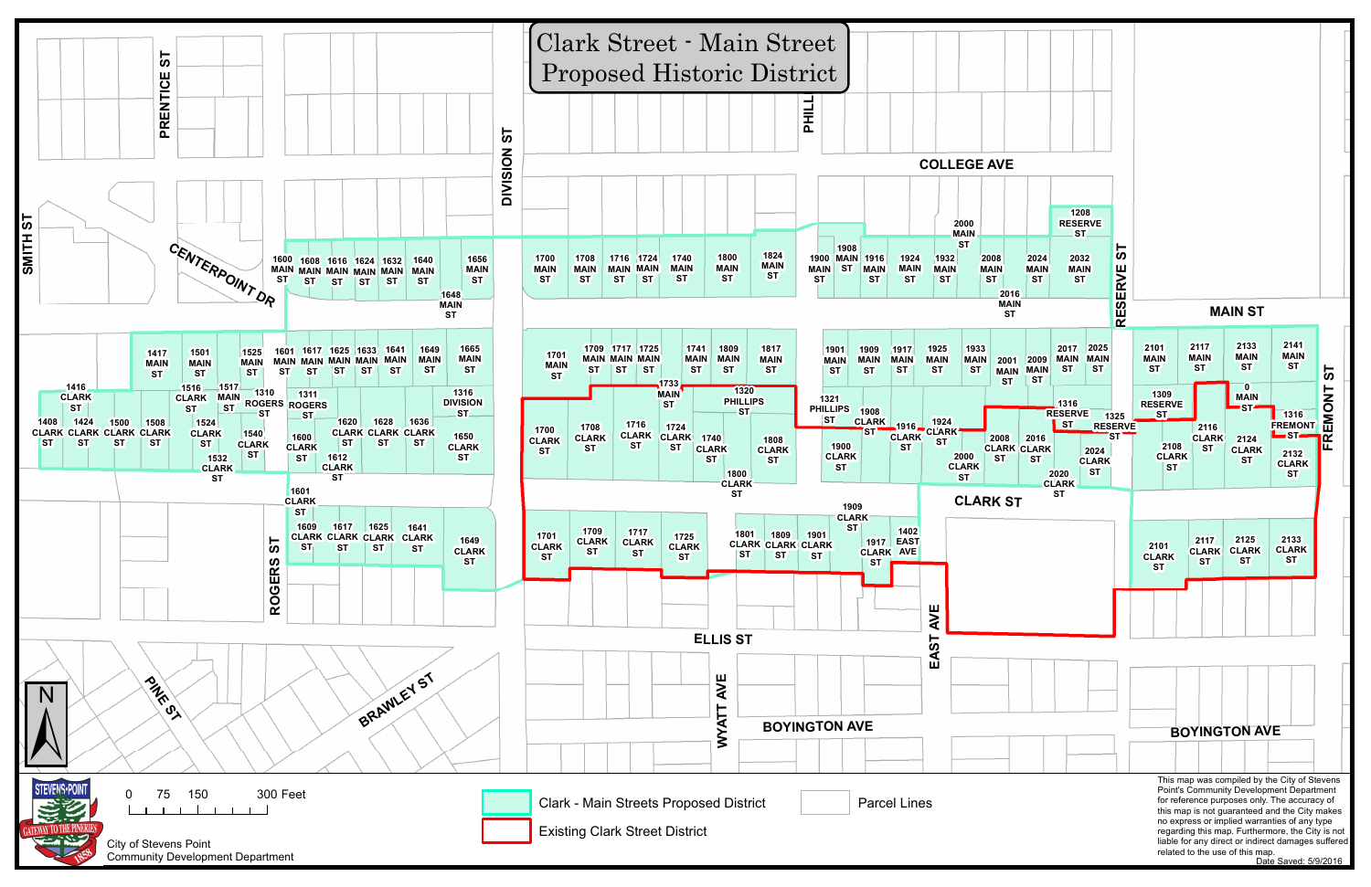# Clark Street - Main Street Proposed Historic District

Clark - Main Streets Proposed District

Existing Clark Street District

Parcel Lines

0 75 150 300 Feet

City of Stevens Point
Community Development Department

This map was compiled by the City of Stevens Point's Community Development Department for reference purposes only. The accuracy of this map is not guaranteed and the City makes no express or implied warranties of any type regarding this map. Furthermore, the City is not liable for any direct or indirect damages suffered related to the use of this map.

Date Saved: 5/9/2016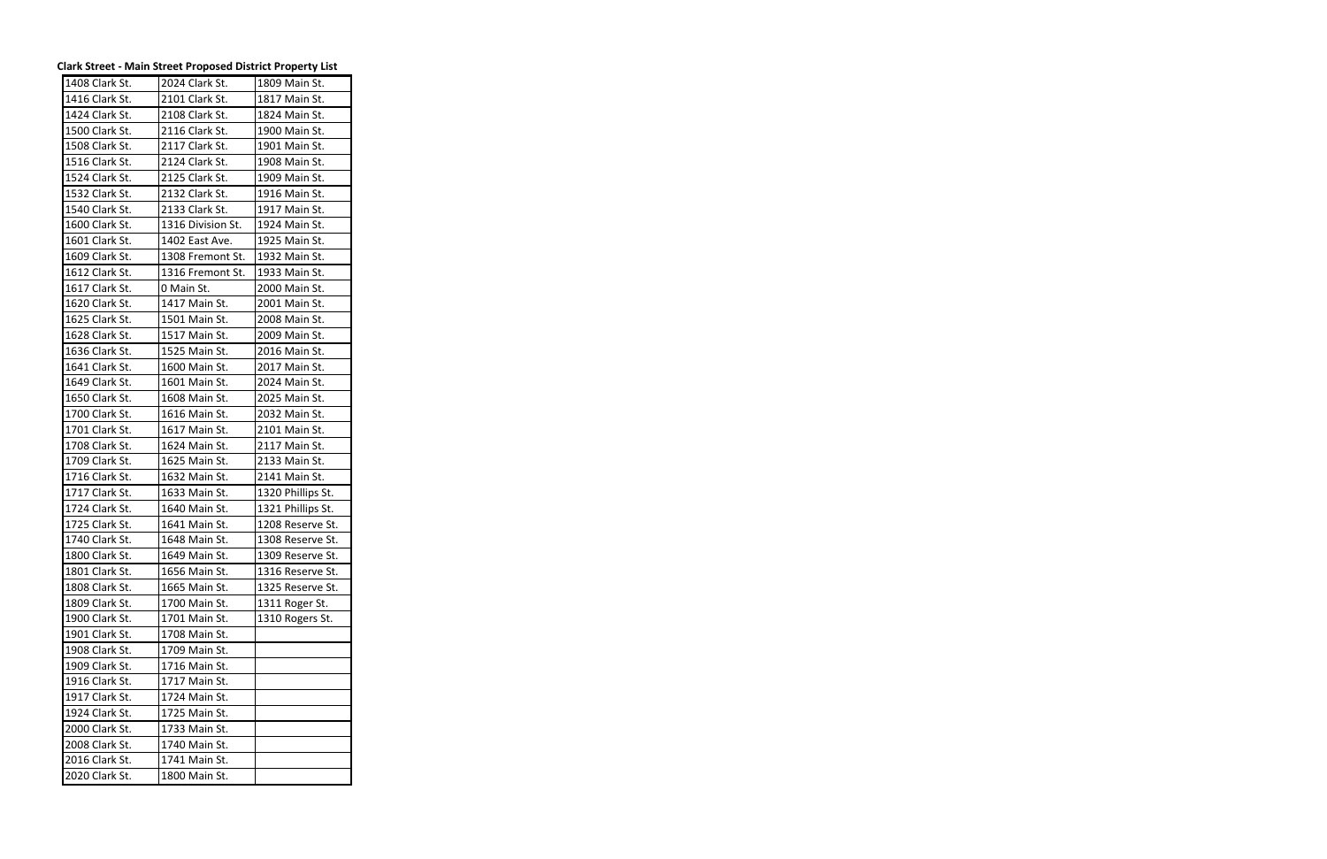**Clark Street - Main Street Proposed District Property List**

| | | |
|---|---|---|
| 1408 Clark St. | 2024 Clark St. | 1809 Main St. |
| 1416 Clark St. | 2101 Clark St. | 1817 Main St. |
| 1424 Clark St. | 2108 Clark St. | 1824 Main St. |
| 1500 Clark St. | 2116 Clark St. | 1900 Main St. |
| 1508 Clark St. | 2117 Clark St. | 1901 Main St. |
| 1516 Clark St. | 2124 Clark St. | 1908 Main St. |
| 1524 Clark St. | 2125 Clark St. | 1909 Main St. |
| 1532 Clark St. | 2132 Clark St. | 1916 Main St. |
| 1540 Clark St. | 2133 Clark St. | 1917 Main St. |
| 1600 Clark St. | 1316 Division St. | 1924 Main St. |
| 1601 Clark St. | 1402 East Ave. | 1925 Main St. |
| 1609 Clark St. | 1308 Fremont St. | 1932 Main St. |
| 1612 Clark St. | 1316 Fremont St. | 1933 Main St. |
| 1617 Clark St. | 0 Main St. | 2000 Main St. |
| 1620 Clark St. | 1417 Main St. | 2001 Main St. |
| 1625 Clark St. | 1501 Main St. | 2008 Main St. |
| 1628 Clark St. | 1517 Main St. | 2009 Main St. |
| 1636 Clark St. | 1525 Main St. | 2016 Main St. |
| 1641 Clark St. | 1600 Main St. | 2017 Main St. |
| 1649 Clark St. | 1601 Main St. | 2024 Main St. |
| 1650 Clark St. | 1608 Main St. | 2025 Main St. |
| 1700 Clark St. | 1616 Main St. | 2032 Main St. |
| 1701 Clark St. | 1617 Main St. | 2101 Main St. |
| 1708 Clark St. | 1624 Main St. | 2117 Main St. |
| 1709 Clark St. | 1625 Main St. | 2133 Main St. |
| 1716 Clark St. | 1632 Main St. | 2141 Main St. |
| 1717 Clark St. | 1633 Main St. | 1320 Phillips St. |
| 1724 Clark St. | 1640 Main St. | 1321 Phillips St. |
| 1725 Clark St. | 1641 Main St. | 1208 Reserve St. |
| 1740 Clark St. | 1648 Main St. | 1308 Reserve St. |
| 1800 Clark St. | 1649 Main St. | 1309 Reserve St. |
| 1801 Clark St. | 1656 Main St. | 1316 Reserve St. |
| 1808 Clark St. | 1665 Main St. | 1325 Reserve St. |
| 1809 Clark St. | 1700 Main St. | 1311 Roger St. |
| 1900 Clark St. | 1701 Main St. | 1310 Rogers St. |
| 1901 Clark St. | 1708 Main St. | |
| 1908 Clark St. | 1709 Main St. | |
| 1909 Clark St. | 1716 Main St. | |
| 1916 Clark St. | 1717 Main St. | |
| 1917 Clark St. | 1724 Main St. | |
| 1924 Clark St. | 1725 Main St. | |
| 2000 Clark St. | 1733 Main St. | |
| 2008 Clark St. | 1740 Main St. | |
| 2016 Clark St. | 1741 Main St. | |
| 2020 Clark St. | 1800 Main St. | |